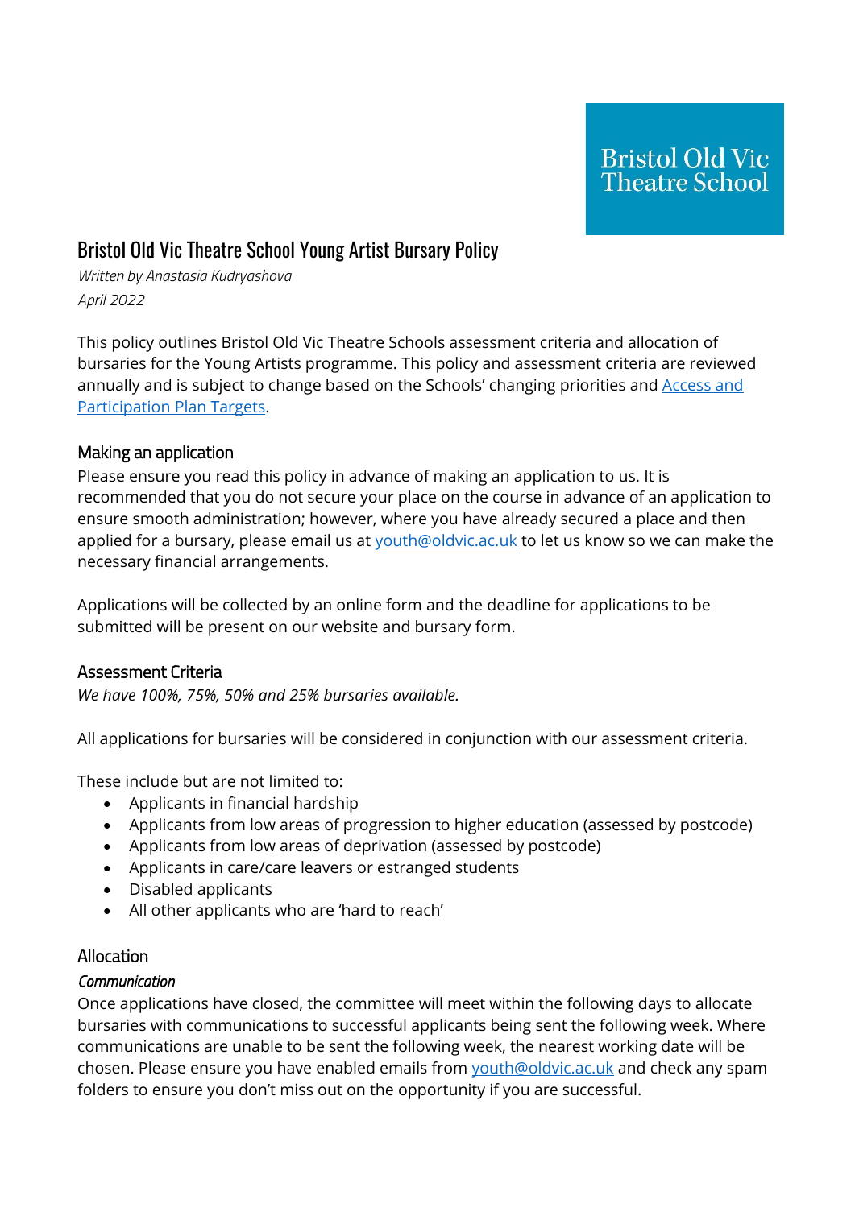Bristol Old Vic Theatre School

# Bristol Old Vic Theatre School Young Artist Bursary Policy

*Written by Anastasia Kudryashova*
*April 2022*

This policy outlines Bristol Old Vic Theatre Schools assessment criteria and allocation of bursaries for the Young Artists programme. This policy and assessment criteria are reviewed annually and is subject to change based on the Schools' changing priorities and Access and Participation Plan Targets.

## Making an application

Please ensure you read this policy in advance of making an application to us. It is recommended that you do not secure your place on the course in advance of an application to ensure smooth administration; however, where you have already secured a place and then applied for a bursary, please email us at youth@oldvic.ac.uk to let us know so we can make the necessary financial arrangements.

Applications will be collected by an online form and the deadline for applications to be submitted will be present on our website and bursary form.

## Assessment Criteria

*We have 100%, 75%, 50% and 25% bursaries available.*

All applications for bursaries will be considered in conjunction with our assessment criteria.

These include but are not limited to:

- Applicants in financial hardship
- Applicants from low areas of progression to higher education (assessed by postcode)
- Applicants from low areas of deprivation (assessed by postcode)
- Applicants in care/care leavers or estranged students
- Disabled applicants
- All other applicants who are 'hard to reach'

## Allocation

### *Communication*

Once applications have closed, the committee will meet within the following days to allocate bursaries with communications to successful applicants being sent the following week. Where communications are unable to be sent the following week, the nearest working date will be chosen. Please ensure you have enabled emails from youth@oldvic.ac.uk and check any spam folders to ensure you don't miss out on the opportunity if you are successful.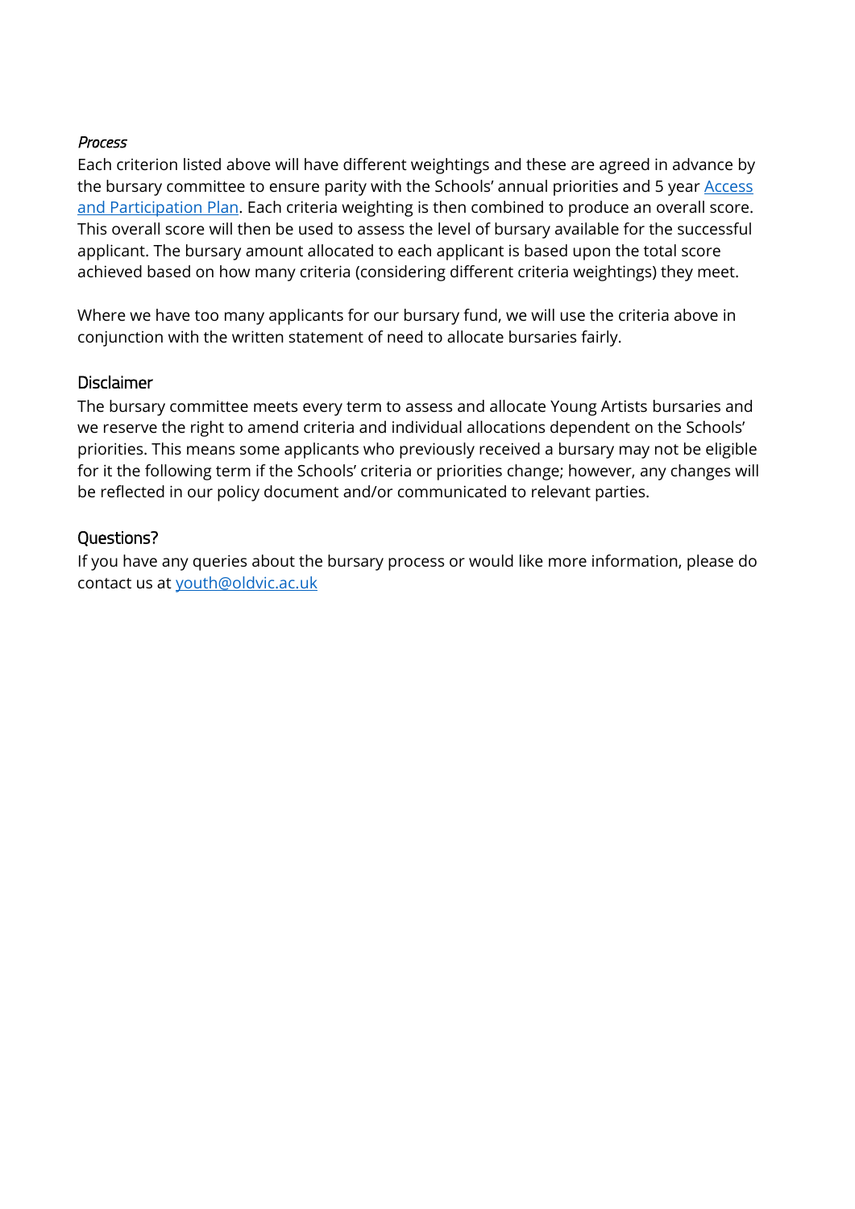*Process*

Each criterion listed above will have different weightings and these are agreed in advance by the bursary committee to ensure parity with the Schools' annual priorities and 5 year [Access and Participation Plan](). Each criteria weighting is then combined to produce an overall score. This overall score will then be used to assess the level of bursary available for the successful applicant. The bursary amount allocated to each applicant is based upon the total score achieved based on how many criteria (considering different criteria weightings) they meet.

Where we have too many applicants for our bursary fund, we will use the criteria above in conjunction with the written statement of need to allocate bursaries fairly.

## Disclaimer

The bursary committee meets every term to assess and allocate Young Artists bursaries and we reserve the right to amend criteria and individual allocations dependent on the Schools' priorities. This means some applicants who previously received a bursary may not be eligible for it the following term if the Schools' criteria or priorities change; however, any changes will be reflected in our policy document and/or communicated to relevant parties.

## Questions?

If you have any queries about the bursary process or would like more information, please do contact us at [youth@oldvic.ac.uk](mailto:youth@oldvic.ac.uk)